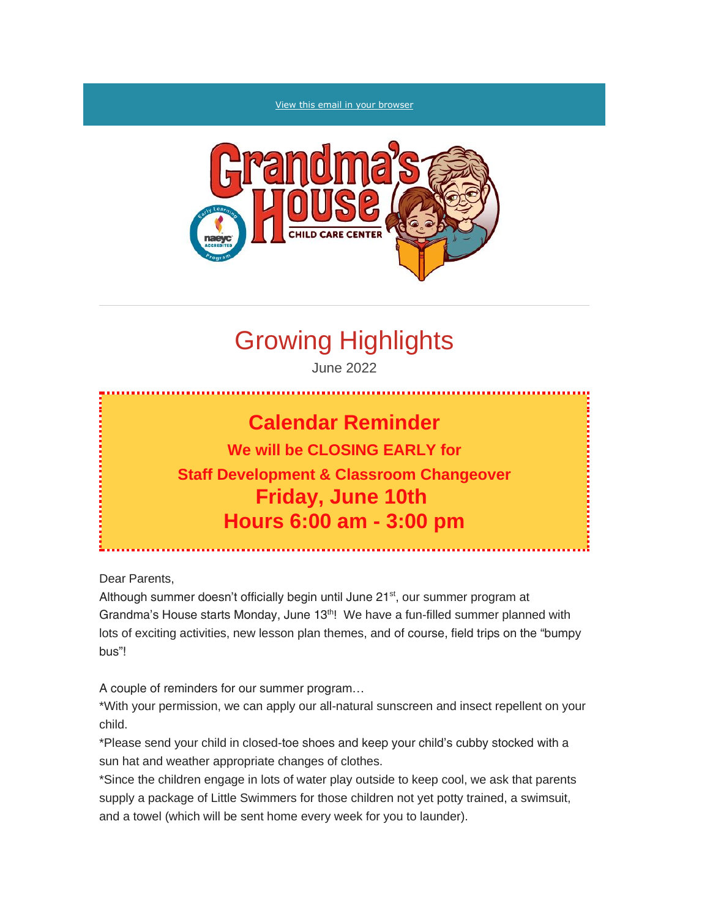View this email in your browser

# Growing Highlights

June 2022

## Calendar Reminder

**We will be CLOSING EARLY for**

**Staff Development & Classroom Changeover**

**Friday, June 10th**

**Hours 6:00 am - 3:00 pm**

Dear Parents,

Although summer doesn't officially begin until June 21st, our summer program at Grandma's House starts Monday, June 13th! We have a fun-filled summer planned with lots of exciting activities, new lesson plan themes, and of course, field trips on the "bumpy bus"!

A couple of reminders for our summer program…

*With your permission, we can apply our all-natural sunscreen and insect repellent on your child.

*Please send your child in closed-toe shoes and keep your child's cubby stocked with a sun hat and weather appropriate changes of clothes.

*Since the children engage in lots of water play outside to keep cool, we ask that parents supply a package of Little Swimmers for those children not yet potty trained, a swimsuit, and a towel (which will be sent home every week for you to launder).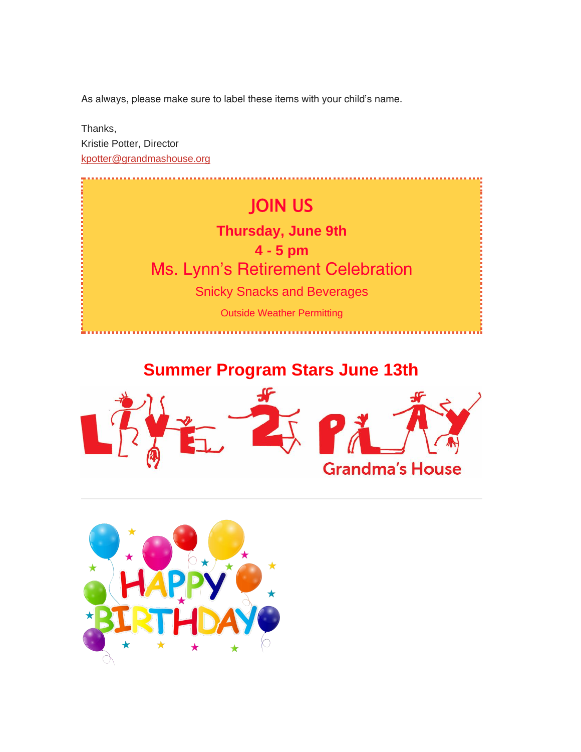As always, please make sure to label these items with your child's name.

Thanks,
Kristie Potter, Director
kpotter@grandmashouse.org

## JOIN US

**Thursday, June 9th**

**4 - 5 pm**

Ms. Lynn's Retirement Celebration

Snicky Snacks and Beverages

Outside Weather Permitting

## Summer Program Stars June 13th

LIVE 2 PLAY

Grandma's House

---

HAPPY BIRTHDAY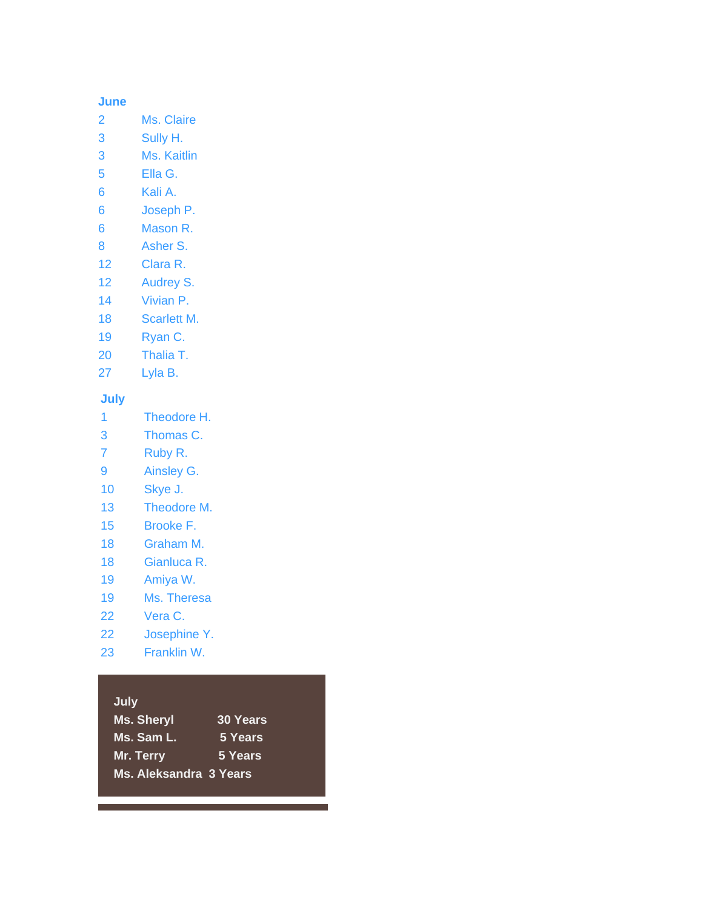**June**

| | |
|---|---|
| 2 | Ms. Claire |
| 3 | Sully H. |
| 3 | Ms. Kaitlin |
| 5 | Ella G. |
| 6 | Kali A. |
| 6 | Joseph P. |
| 6 | Mason R. |
| 8 | Asher S. |
| 12 | Clara R. |
| 12 | Audrey S. |
| 14 | Vivian P. |
| 18 | Scarlett M. |
| 19 | Ryan C. |
| 20 | Thalia T. |
| 27 | Lyla B. |

**July**

| | |
|---|---|
| 1 | Theodore H. |
| 3 | Thomas C. |
| 7 | Ruby R. |
| 9 | Ainsley G. |
| 10 | Skye J. |
| 13 | Theodore M. |
| 15 | Brooke F. |
| 18 | Graham M. |
| 18 | Gianluca R. |
| 19 | Amiya W. |
| 19 | Ms. Theresa |
| 22 | Vera C. |
| 22 | Josephine Y. |
| 23 | Franklin W. |

**July**

| | |
|---|---|
| **Ms. Sheryl** | **30 Years** |
| **Ms. Sam L.** | **5 Years** |
| **Mr. Terry** | **5 Years** |
| **Ms. Aleksandra** | **3 Years** |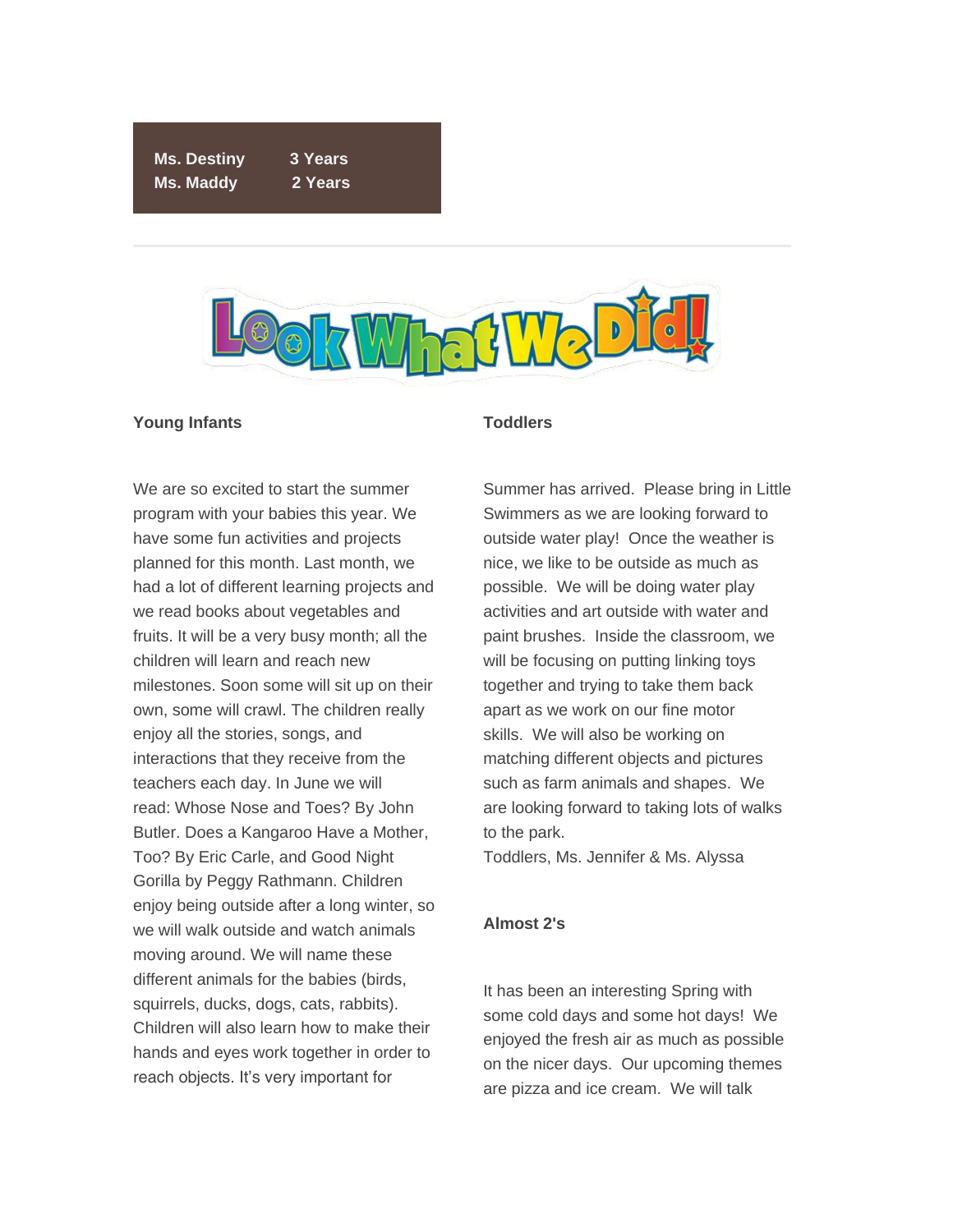| | |
|---|---|
| **Ms. Destiny** | **3 Years** |
| **Ms. Maddy** | **2 Years** |

---

# Look What We Did!

### Young Infants

We are so excited to start the summer program with your babies this year. We have some fun activities and projects planned for this month. Last month, we had a lot of different learning projects and we read books about vegetables and fruits. It will be a very busy month; all the children will learn and reach new milestones. Soon some will sit up on their own, some will crawl. The children really enjoy all the stories, songs, and interactions that they receive from the teachers each day. In June we will read: Whose Nose and Toes? By John Butler. Does a Kangaroo Have a Mother, Too? By Eric Carle, and Good Night Gorilla by Peggy Rathmann. Children enjoy being outside after a long winter, so we will walk outside and watch animals moving around. We will name these different animals for the babies (birds, squirrels, ducks, dogs, cats, rabbits). Children will also learn how to make their hands and eyes work together in order to reach objects. It's very important for

### Toddlers

Summer has arrived. Please bring in Little Swimmers as we are looking forward to outside water play! Once the weather is nice, we like to be outside as much as possible. We will be doing water play activities and art outside with water and paint brushes. Inside the classroom, we will be focusing on putting linking toys together and trying to take them back apart as we work on our fine motor skills. We will also be working on matching different objects and pictures such as farm animals and shapes. We are looking forward to taking lots of walks to the park.
Toddlers, Ms. Jennifer & Ms. Alyssa

### Almost 2's

It has been an interesting Spring with some cold days and some hot days! We enjoyed the fresh air as much as possible on the nicer days. Our upcoming themes are pizza and ice cream. We will talk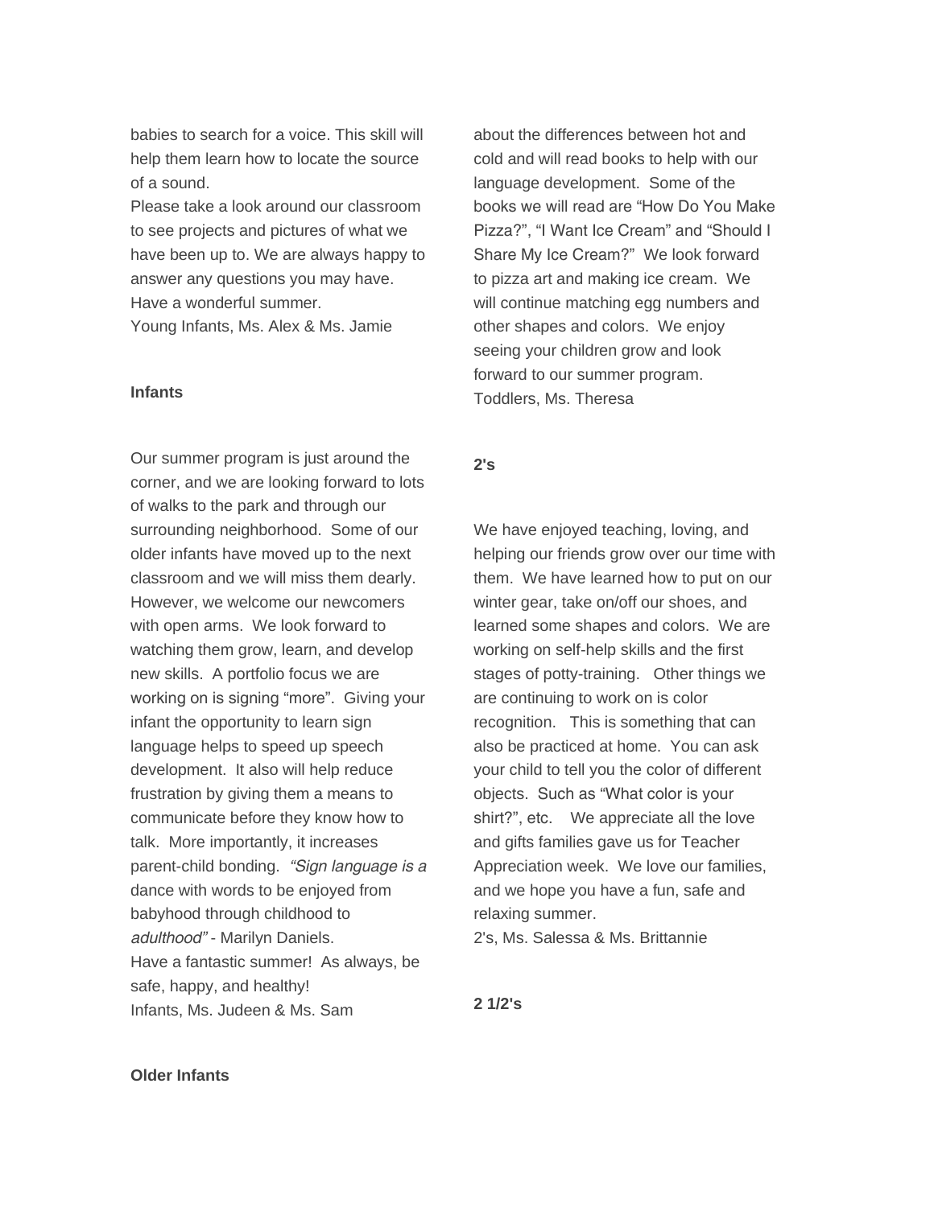babies to search for a voice. This skill will help them learn how to locate the source of a sound.

Please take a look around our classroom to see projects and pictures of what we have been up to. We are always happy to answer any questions you may have. Have a wonderful summer.

Young Infants, Ms. Alex & Ms. Jamie

**Infants**

Our summer program is just around the corner, and we are looking forward to lots of walks to the park and through our surrounding neighborhood. Some of our older infants have moved up to the next classroom and we will miss them dearly. However, we welcome our newcomers with open arms. We look forward to watching them grow, learn, and develop new skills. A portfolio focus we are working on is signing "more". Giving your infant the opportunity to learn sign language helps to speed up speech development. It also will help reduce frustration by giving them a means to communicate before they know how to talk. More importantly, it increases parent-child bonding. *"Sign language is a* dance with words to be enjoyed from babyhood through childhood to *adulthood"* - Marilyn Daniels.

Have a fantastic summer! As always, be safe, happy, and healthy!

Infants, Ms. Judeen & Ms. Sam

**Older Infants**

about the differences between hot and cold and will read books to help with our language development. Some of the books we will read are "How Do You Make Pizza?", "I Want Ice Cream" and "Should I Share My Ice Cream?" We look forward to pizza art and making ice cream. We will continue matching egg numbers and other shapes and colors. We enjoy seeing your children grow and look forward to our summer program.

Toddlers, Ms. Theresa

**2's**

We have enjoyed teaching, loving, and helping our friends grow over our time with them. We have learned how to put on our winter gear, take on/off our shoes, and learned some shapes and colors. We are working on self-help skills and the first stages of potty-training. Other things we are continuing to work on is color recognition. This is something that can also be practiced at home. You can ask your child to tell you the color of different objects. Such as "What color is your shirt?", etc. We appreciate all the love and gifts families gave us for Teacher Appreciation week. We love our families, and we hope you have a fun, safe and relaxing summer.

2's, Ms. Salessa & Ms. Brittannie

**2 1/2's**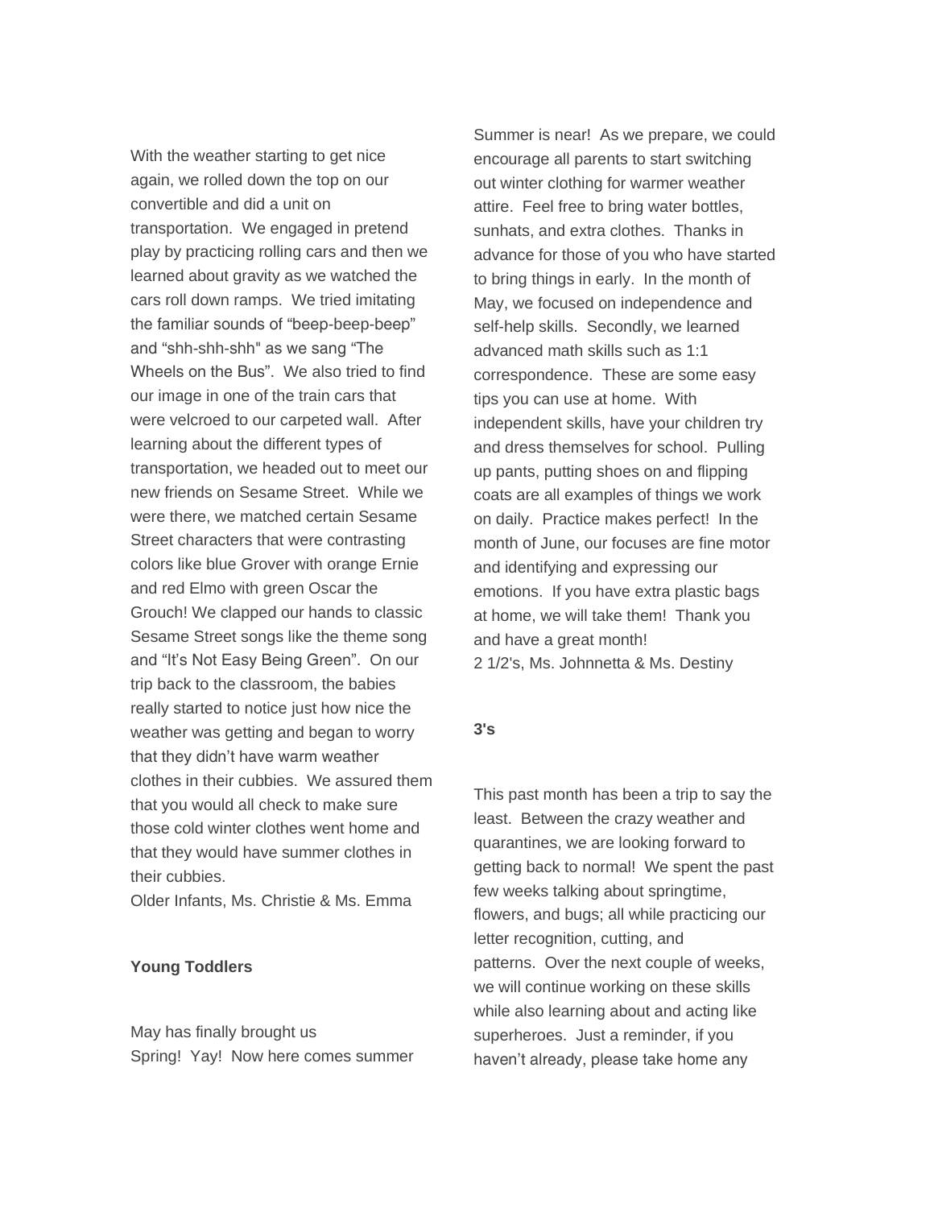With the weather starting to get nice again, we rolled down the top on our convertible and did a unit on transportation. We engaged in pretend play by practicing rolling cars and then we learned about gravity as we watched the cars roll down ramps. We tried imitating the familiar sounds of "beep-beep-beep" and "shh-shh-shh" as we sang "The Wheels on the Bus". We also tried to find our image in one of the train cars that were velcroed to our carpeted wall. After learning about the different types of transportation, we headed out to meet our new friends on Sesame Street. While we were there, we matched certain Sesame Street characters that were contrasting colors like blue Grover with orange Ernie and red Elmo with green Oscar the Grouch! We clapped our hands to classic Sesame Street songs like the theme song and "It's Not Easy Being Green". On our trip back to the classroom, the babies really started to notice just how nice the weather was getting and began to worry that they didn't have warm weather clothes in their cubbies. We assured them that you would all check to make sure those cold winter clothes went home and that they would have summer clothes in their cubbies.
Older Infants, Ms. Christie & Ms. Emma

**Young Toddlers**

May has finally brought us Spring! Yay! Now here comes summer Summer is near! As we prepare, we could encourage all parents to start switching out winter clothing for warmer weather attire. Feel free to bring water bottles, sunhats, and extra clothes. Thanks in advance for those of you who have started to bring things in early. In the month of May, we focused on independence and self-help skills. Secondly, we learned advanced math skills such as 1:1 correspondence. These are some easy tips you can use at home. With independent skills, have your children try and dress themselves for school. Pulling up pants, putting shoes on and flipping coats are all examples of things we work on daily. Practice makes perfect! In the month of June, our focuses are fine motor and identifying and expressing our emotions. If you have extra plastic bags at home, we will take them! Thank you and have a great month!
2 1/2's, Ms. Johnnetta & Ms. Destiny

**3's**

This past month has been a trip to say the least. Between the crazy weather and quarantines, we are looking forward to getting back to normal! We spent the past few weeks talking about springtime, flowers, and bugs; all while practicing our letter recognition, cutting, and patterns. Over the next couple of weeks, we will continue working on these skills while also learning about and acting like superheroes. Just a reminder, if you haven't already, please take home any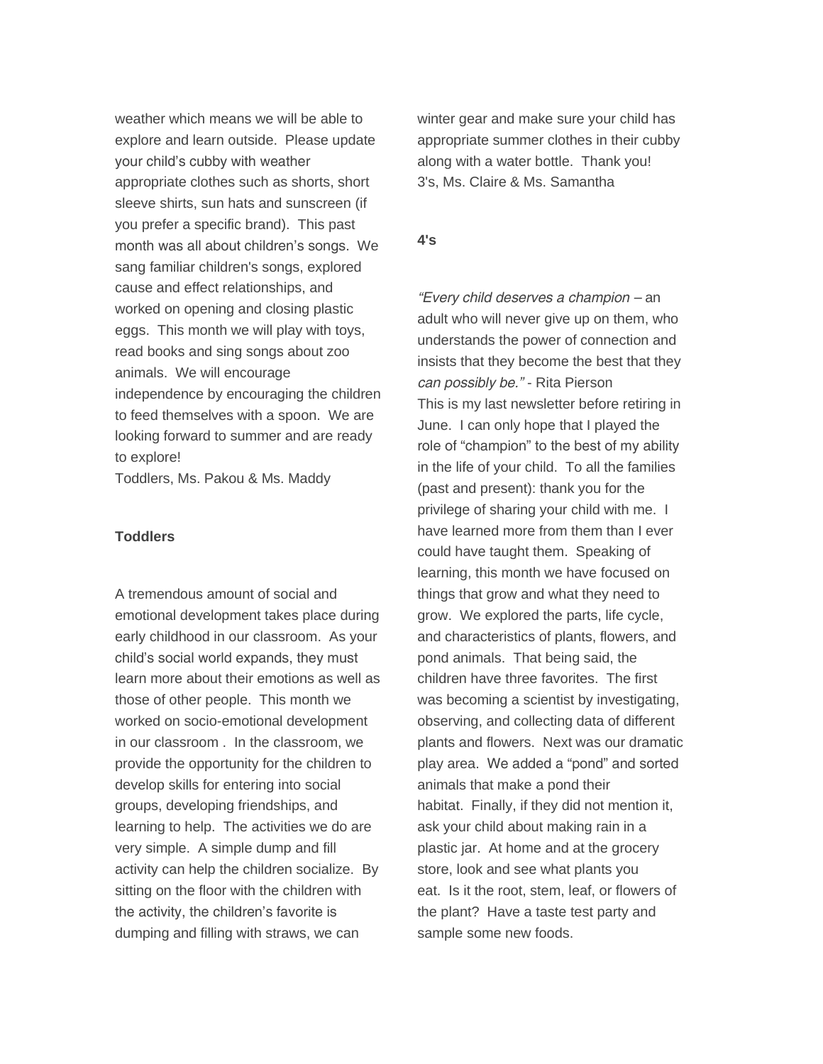weather which means we will be able to explore and learn outside. Please update your child's cubby with weather appropriate clothes such as shorts, short sleeve shirts, sun hats and sunscreen (if you prefer a specific brand). This past month was all about children's songs. We sang familiar children's songs, explored cause and effect relationships, and worked on opening and closing plastic eggs. This month we will play with toys, read books and sing songs about zoo animals. We will encourage independence by encouraging the children to feed themselves with a spoon. We are looking forward to summer and are ready to explore!
Toddlers, Ms. Pakou & Ms. Maddy

**Toddlers**

A tremendous amount of social and emotional development takes place during early childhood in our classroom. As your child's social world expands, they must learn more about their emotions as well as those of other people. This month we worked on socio-emotional development in our classroom . In the classroom, we provide the opportunity for the children to develop skills for entering into social groups, developing friendships, and learning to help. The activities we do are very simple. A simple dump and fill activity can help the children socialize. By sitting on the floor with the children with the activity, the children's favorite is dumping and filling with straws, we can

winter gear and make sure your child has appropriate summer clothes in their cubby along with a water bottle. Thank you!
3's, Ms. Claire & Ms. Samantha

**4's**

*"Every child deserves a champion* – an adult who will never give up on them, who understands the power of connection and insists that they become the best that they *can possibly be."* - Rita Pierson
This is my last newsletter before retiring in June. I can only hope that I played the role of "champion" to the best of my ability in the life of your child. To all the families (past and present): thank you for the privilege of sharing your child with me. I have learned more from them than I ever could have taught them. Speaking of learning, this month we have focused on things that grow and what they need to grow. We explored the parts, life cycle, and characteristics of plants, flowers, and pond animals. That being said, the children have three favorites. The first was becoming a scientist by investigating, observing, and collecting data of different plants and flowers. Next was our dramatic play area. We added a "pond" and sorted animals that make a pond their habitat. Finally, if they did not mention it, ask your child about making rain in a plastic jar. At home and at the grocery store, look and see what plants you eat. Is it the root, stem, leaf, or flowers of the plant? Have a taste test party and sample some new foods.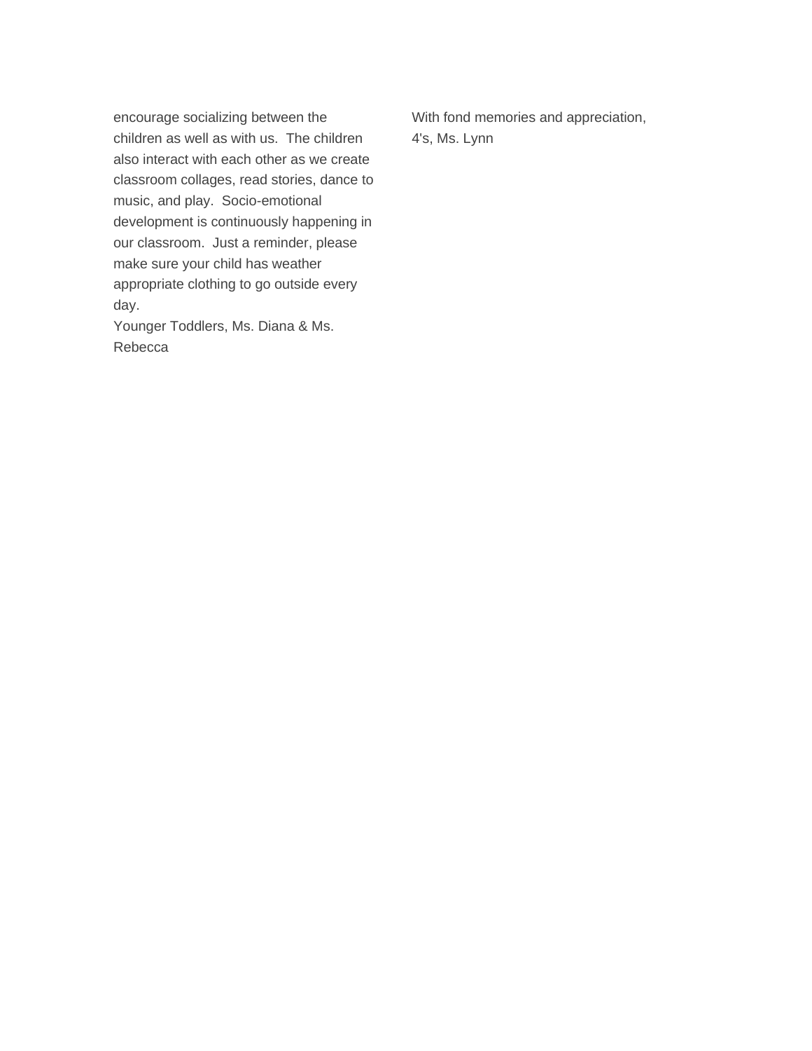encourage socializing between the children as well as with us. The children also interact with each other as we create classroom collages, read stories, dance to music, and play. Socio-emotional development is continuously happening in our classroom. Just a reminder, please make sure your child has weather appropriate clothing to go outside every day.

Younger Toddlers, Ms. Diana & Ms. Rebecca

With fond memories and appreciation,

4's, Ms. Lynn